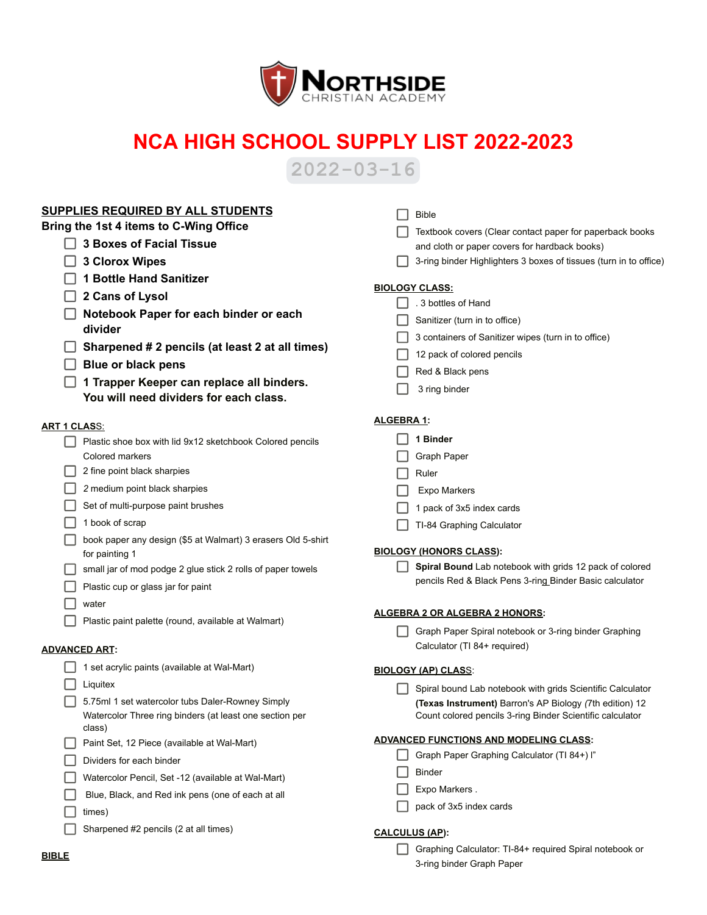**NORTHSIDE** CHRISTIAN ACADEMY

# NCA HIGH SCHOOL SUPPLY LIST 2022-2023

2022-03-16

## SUPPLIES REQUIRED BY ALL STUDENTS

**Bring the 1st 4 items to C-Wing Office**

- [ ] **3 Boxes of Facial Tissue**
- [ ] **3 Clorox Wipes**
- [ ] **1 Bottle Hand Sanitizer**
- [ ] **2 Cans of Lysol**
- [ ] **Notebook Paper for each binder or each divider**
- [ ] **Sharpened # 2 pencils (at least 2 at all times)**
- [ ] **Blue or black pens**
- [ ] **1 Trapper Keeper can replace all binders. You will need dividers for each class.**

### ART 1 CLASS:

- [ ] Plastic shoe box with lid 9x12 sketchbook Colored pencils Colored markers
- [ ] 2 fine point black sharpies
- [ ] 2 medium point black sharpies
- [ ] Set of multi-purpose paint brushes
- [ ] 1 book of scrap
- [ ] book paper any design ($5 at Walmart) 3 erasers Old 5-shirt for painting 1
- [ ] small jar of mod podge 2 glue stick 2 rolls of paper towels
- [ ] Plastic cup or glass jar for paint
- [ ] water
- [ ] Plastic paint palette (round, available at Walmart)

### ADVANCED ART:

- [ ] 1 set acrylic paints (available at Wal-Mart)
- [ ] Liquitex
- [ ] 5.75ml 1 set watercolor tubs Daler-Rowney Simply Watercolor Three ring binders (at least one section per class)
- [ ] Paint Set, 12 Piece (available at Wal-Mart)
- [ ] Dividers for each binder
- [ ] Watercolor Pencil, Set -12 (available at Wal-Mart)
- [ ] Blue, Black, and Red ink pens (one of each at all
- [ ] times)
- [ ] Sharpened #2 pencils (2 at all times)

### BIBLE

- [ ] Bible
- [ ] Textbook covers (Clear contact paper for paperback books and cloth or paper covers for hardback books)
- [ ] 3-ring binder Highlighters 3 boxes of tissues (turn in to office)

### BIOLOGY CLASS:

- [ ] . 3 bottles of Hand
- [ ] Sanitizer (turn in to office)
- [ ] 3 containers of Sanitizer wipes (turn in to office)
- [ ] 12 pack of colored pencils
- [ ] Red & Black pens
- [ ] 3 ring binder

### ALGEBRA 1:

- [ ] **1 Binder**
- [ ] Graph Paper
- [ ] Ruler
- [ ] Expo Markers
- [ ] 1 pack of 3x5 index cards
- [ ] TI-84 Graphing Calculator

### BIOLOGY (HONORS CLASS):

- [ ] **Spiral Bound** Lab notebook with grids 12 pack of colored pencils Red & Black Pens 3-ring Binder Basic calculator

### ALGEBRA 2 OR ALGEBRA 2 HONORS:

- [ ] Graph Paper Spiral notebook or 3-ring binder Graphing Calculator (TI 84+ required)

### BIOLOGY (AP) CLASS:

- [ ] Spiral bound Lab notebook with grids Scientific Calculator **(Texas Instrument)** Barron's AP Biology *(7th edition)* 12 Count colored pencils 3-ring Binder Scientific calculator

### ADVANCED FUNCTIONS AND MODELING CLASS:

- [ ] Graph Paper Graphing Calculator (TI 84+) I"
- [ ] Binder
- [ ] Expo Markers .
- [ ] pack of 3x5 index cards

### CALCULUS (AP):

- [ ] Graphing Calculator: TI-84+ required Spiral notebook or 3-ring binder Graph Paper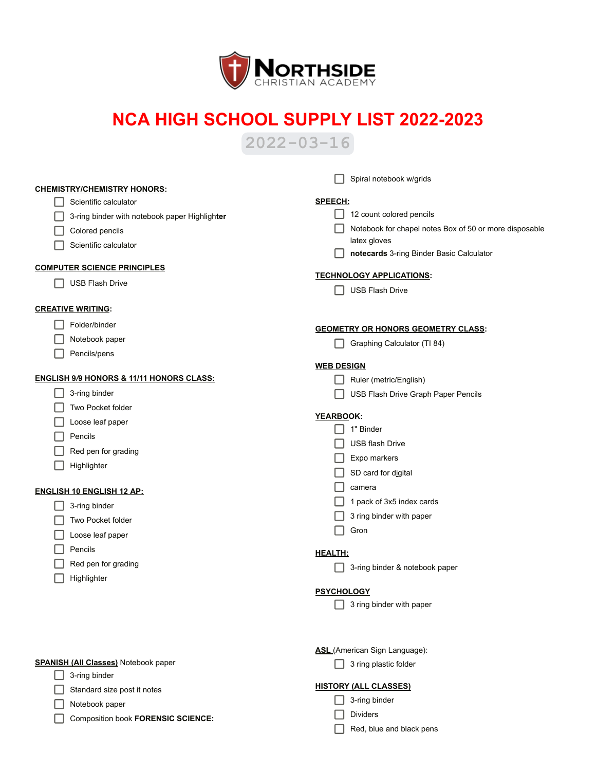# NORTHSIDE CHRISTIAN ACADEMY

# NCA HIGH SCHOOL SUPPLY LIST 2022-2023

2022-03-16

**CHEMISTRY/CHEMISTRY HONORS:**

- [ ] Scientific calculator
- [ ] 3-ring binder with notebook paper Highlighter
- [ ] Colored pencils
- [ ] Scientific calculator

**COMPUTER SCIENCE PRINCIPLES**

- [ ] USB Flash Drive

**CREATIVE WRITING:**

- [ ] Folder/binder
- [ ] Notebook paper
- [ ] Pencils/pens

**ENGLISH 9/9 HONORS & 11/11 HONORS CLASS:**

- [ ] 3-ring binder
- [ ] Two Pocket folder
- [ ] Loose leaf paper
- [ ] Pencils
- [ ] Red pen for grading
- [ ] Highlighter

**ENGLISH 10 ENGLISH 12 AP:**

- [ ] 3-ring binder
- [ ] Two Pocket folder
- [ ] Loose leaf paper
- [ ] Pencils
- [ ] Red pen for grading
- [ ] Highlighter

**SPANISH (All Classes)** Notebook paper

- [ ] 3-ring binder
- [ ] Standard size post it notes
- [ ] Notebook paper
- [ ] Composition book **FORENSIC SCIENCE:**

- [ ] Spiral notebook w/grids

**SPEECH:**

- [ ] 12 count colored pencils
- [ ] Notebook for chapel notes Box of 50 or more disposable latex gloves
- [ ] **notecards** 3-ring Binder Basic Calculator

**TECHNOLOGY APPLICATIONS:**

- [ ] USB Flash Drive

**GEOMETRY OR HONORS GEOMETRY CLASS:**

- [ ] Graphing Calculator (TI 84)

**WEB DESIGN**

- [ ] Ruler (metric/English)
- [ ] USB Flash Drive Graph Paper Pencils

**YEARBOOK:**

- [ ] 1" Binder
- [ ] USB flash Drive
- [ ] Expo markers
- [ ] SD card for digital
- [ ] camera
- [ ] 1 pack of 3x5 index cards
- [ ] 3 ring binder with paper
- [ ] Gron

**HEALTH:**

- [ ] 3-ring binder & notebook paper

**PSYCHOLOGY**

- [ ] 3 ring binder with paper

**ASL** (American Sign Language):

- [ ] 3 ring plastic folder

**HISTORY (ALL CLASSES)**

- [ ] 3-ring binder
- [ ] Dividers
- [ ] Red, blue and black pens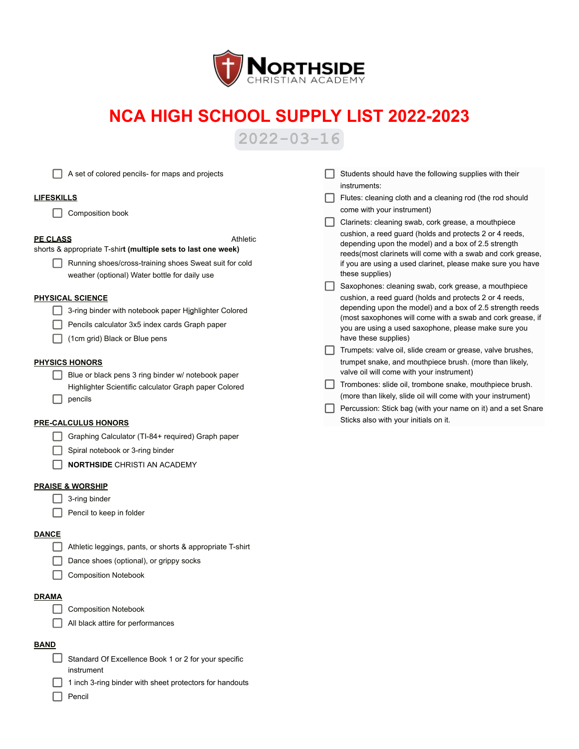# NORTHSIDE CHRISTIAN ACADEMY

## NCA HIGH SCHOOL SUPPLY LIST 2022-2023

2022-03-16

- [ ] A set of colored pencils- for maps and projects

**LIFESKILLS**

- [ ] Composition book

**PE CLASS**

Athletic shorts & appropriate T-shirt **(multiple sets to last one week)**

- [ ] Running shoes/cross-training shoes Sweat suit for cold weather (optional) Water bottle for daily use

**PHYSICAL SCIENCE**

- [ ] 3-ring binder with notebook paper Highlighter Colored
- [ ] Pencils calculator 3x5 index cards Graph paper
- [ ] (1cm grid) Black or Blue pens

**PHYSICS HONORS**

- [ ] Blue or black pens 3 ring binder w/ notebook paper Highlighter Scientific calculator Graph paper Colored
- [ ] pencils

**PRE-CALCULUS HONORS**

- [ ] Graphing Calculator (TI-84+ required) Graph paper
- [ ] Spiral notebook or 3-ring binder
- [ ] **NORTHSIDE** CHRISTI AN ACADEMY

**PRAISE & WORSHIP**

- [ ] 3-ring binder
- [ ] Pencil to keep in folder

**DANCE**

- [ ] Athletic leggings, pants, or shorts & appropriate T-shirt
- [ ] Dance shoes (optional), or grippy socks
- [ ] Composition Notebook

**DRAMA**

- [ ] Composition Notebook
- [ ] All black attire for performances

**BAND**

- [ ] Standard Of Excellence Book 1 or 2 for your specific instrument
- [ ] 1 inch 3-ring binder with sheet protectors for handouts
- [ ] Pencil

- [ ] Students should have the following supplies with their instruments:
- [ ] Flutes: cleaning cloth and a cleaning rod (the rod should come with your instrument)
- [ ] Clarinets: cleaning swab, cork grease, a mouthpiece cushion, a reed guard (holds and protects 2 or 4 reeds, depending upon the model) and a box of 2.5 strength reeds(most clarinets will come with a swab and cork grease, if you are using a used clarinet, please make sure you have these supplies)
- [ ] Saxophones: cleaning swab, cork grease, a mouthpiece cushion, a reed guard (holds and protects 2 or 4 reeds, depending upon the model) and a box of 2.5 strength reeds (most saxophones will come with a swab and cork grease, if you are using a used saxophone, please make sure you have these supplies)
- [ ] Trumpets: valve oil, slide cream or grease, valve brushes, trumpet snake, and mouthpiece brush. (more than likely, valve oil will come with your instrument)
- [ ] Trombones: slide oil, trombone snake, mouthpiece brush. (more than likely, slide oil will come with your instrument)
- [ ] Percussion: Stick bag (with your name on it) and a set Snare Sticks also with your initials on it.